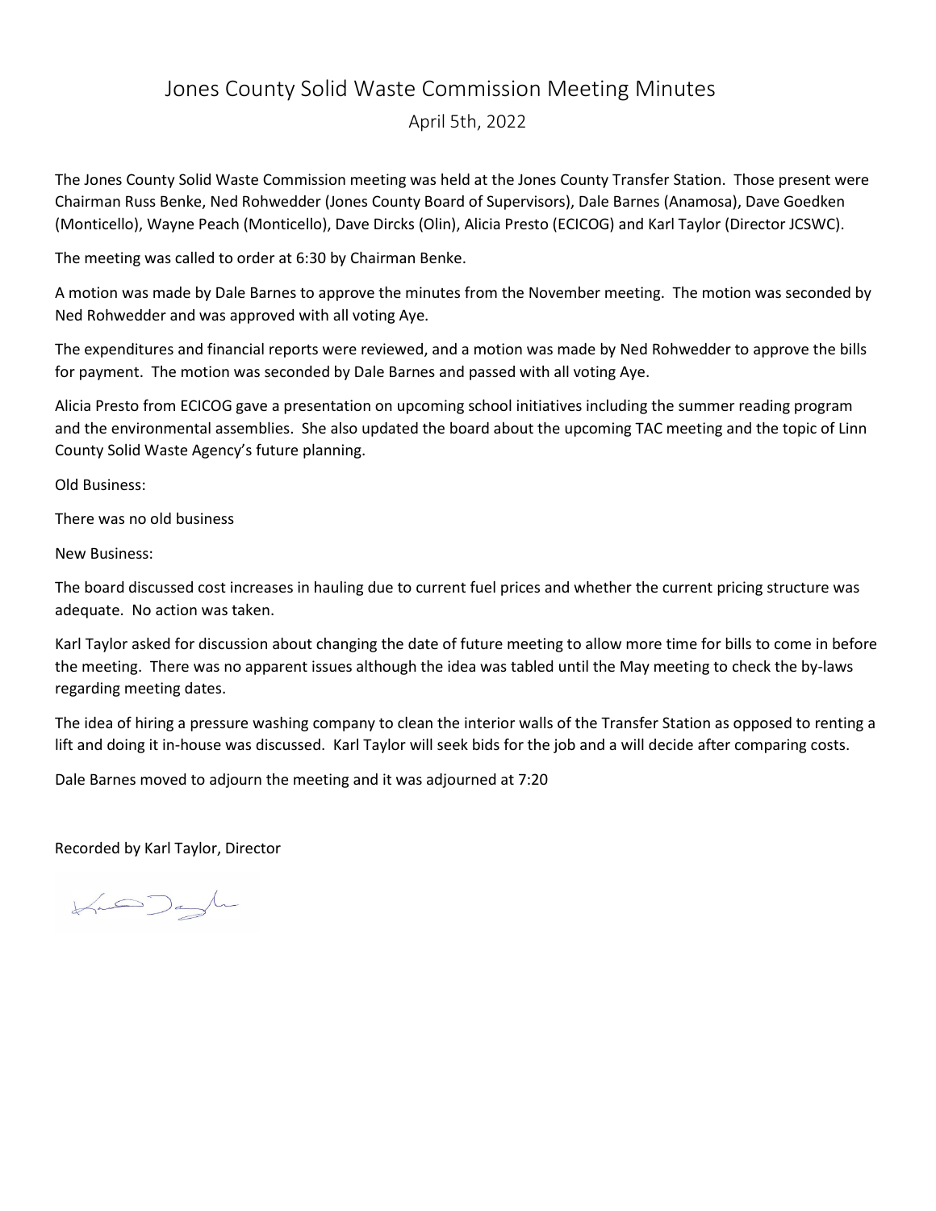# Jones County Solid Waste Commission Meeting Minutes

April 5th, 2022

The Jones County Solid Waste Commission meeting was held at the Jones County Transfer Station. Those present were Chairman Russ Benke, Ned Rohwedder (Jones County Board of Supervisors), Dale Barnes (Anamosa), Dave Goedken (Monticello), Wayne Peach (Monticello), Dave Dircks (Olin), Alicia Presto (ECICOG) and Karl Taylor (Director JCSWC).

The meeting was called to order at 6:30 by Chairman Benke.

A motion was made by Dale Barnes to approve the minutes from the November meeting. The motion was seconded by Ned Rohwedder and was approved with all voting Aye.

The expenditures and financial reports were reviewed, and a motion was made by Ned Rohwedder to approve the bills for payment. The motion was seconded by Dale Barnes and passed with all voting Aye.

Alicia Presto from ECICOG gave a presentation on upcoming school initiatives including the summer reading program and the environmental assemblies. She also updated the board about the upcoming TAC meeting and the topic of Linn County Solid Waste Agency's future planning.

Old Business:

There was no old business

New Business:

The board discussed cost increases in hauling due to current fuel prices and whether the current pricing structure was adequate. No action was taken.

Karl Taylor asked for discussion about changing the date of future meeting to allow more time for bills to come in before the meeting. There was no apparent issues although the idea was tabled until the May meeting to check the by-laws regarding meeting dates.

The idea of hiring a pressure washing company to clean the interior walls of the Transfer Station as opposed to renting a lift and doing it in-house was discussed. Karl Taylor will seek bids for the job and a will decide after comparing costs.

Dale Barnes moved to adjourn the meeting and it was adjourned at 7:20

Recorded by Karl Taylor, Director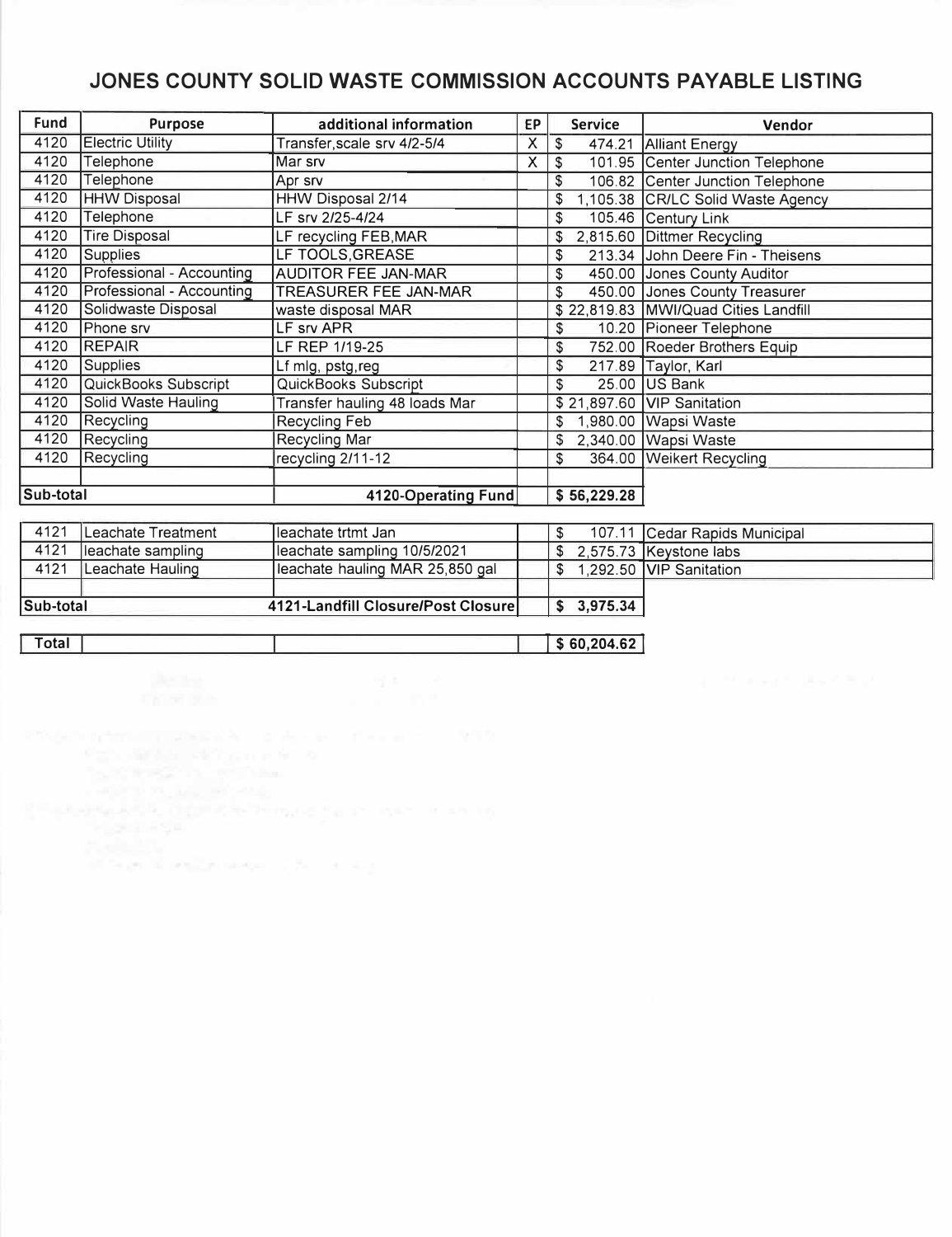# JONES COUNTY SOLID WASTE COMMISSION ACCOUNTS PAYABLE LISTING

| Fund | Purpose | additional information | EP | Service | Vendor |
|---|---|---|---|---|---|
| 4120 | Electric Utility | Transfer,scale srv 4/2-5/4 | X | $ 474.21 | Alliant Energy |
| 4120 | Telephone | Mar srv | X | $ 101.95 | Center Junction Telephone |
| 4120 | Telephone | Apr srv | | $ 106.82 | Center Junction Telephone |
| 4120 | HHW Disposal | HHW Disposal 2/14 | | $ 1,105.38 | CR/LC Solid Waste Agency |
| 4120 | Telephone | LF srv 2/25-4/24 | | $ 105.46 | Century Link |
| 4120 | Tire Disposal | LF recycling FEB,MAR | | $ 2,815.60 | Dittmer Recycling |
| 4120 | Supplies | LF TOOLS,GREASE | | $ 213.34 | John Deere Fin - Theisens |
| 4120 | Professional - Accounting | AUDITOR FEE JAN-MAR | | $ 450.00 | Jones County Auditor |
| 4120 | Professional - Accounting | TREASURER FEE JAN-MAR | | $ 450.00 | Jones County Treasurer |
| 4120 | Solidwaste Disposal | waste disposal MAR | | $ 22,819.83 | MWI/Quad Cities Landfill |
| 4120 | Phone srv | LF srv APR | | $ 10.20 | Pioneer Telephone |
| 4120 | REPAIR | LF REP 1/19-25 | | $ 752.00 | Roeder Brothers Equip |
| 4120 | Supplies | Lf mlg, pstg,reg | | $ 217.89 | Taylor, Karl |
| 4120 | QuickBooks Subscript | QuickBooks Subscript | | $ 25.00 | US Bank |
| 4120 | Solid Waste Hauling | Transfer hauling 48 loads Mar | | $ 21,897.60 | VIP Sanitation |
| 4120 | Recycling | Recycling Feb | | $ 1,980.00 | Wapsi Waste |
| 4120 | Recycling | Recycling Mar | | $ 2,340.00 | Wapsi Waste |
| 4120 | Recycling | recycling 2/11-12 | | $ 364.00 | Weikert Recycling |
| | | | | | |
| **Sub-total** | | **4120-Operating Fund** | | **$ 56,229.28** | |
| 4121 | Leachate Treatment | leachate trtmt Jan | | $ 107.11 | Cedar Rapids Municipal |
| 4121 | leachate sampling | leachate sampling 10/5/2021 | | $ 2,575.73 | Keystone labs |
| 4121 | Leachate Hauling | leachate hauling MAR 25,850 gal | | $ 1,292.50 | VIP Sanitation |
| | | | | | |
| **Sub-total** | | **4121-Landfill Closure/Post Closure** | | **$ 3,975.34** | |
| **Total** | | | | **$ 60,204.62** | |